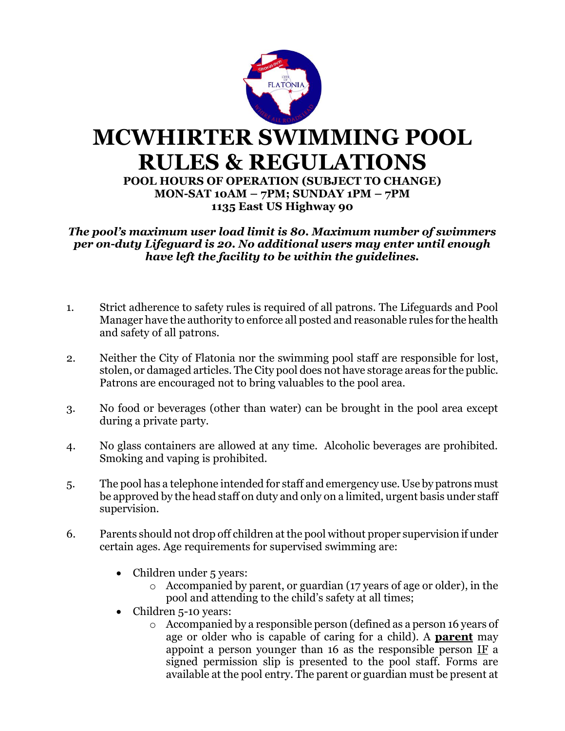# MCWHIRTER SWIMMING POOL RULES & REGULATIONS

**POOL HOURS OF OPERATION (SUBJECT TO CHANGE)**
**MON-SAT 10AM – 7PM; SUNDAY 1PM – 7PM**
**1135 East US Highway 90**

***The pool's maximum user load limit is 80. Maximum number of swimmers per on-duty Lifeguard is 20. No additional users may enter until enough have left the facility to be within the guidelines.***

1. Strict adherence to safety rules is required of all patrons. The Lifeguards and Pool Manager have the authority to enforce all posted and reasonable rules for the health and safety of all patrons.

2. Neither the City of Flatonia nor the swimming pool staff are responsible for lost, stolen, or damaged articles. The City pool does not have storage areas for the public. Patrons are encouraged not to bring valuables to the pool area.

3. No food or beverages (other than water) can be brought in the pool area except during a private party.

4. No glass containers are allowed at any time. Alcoholic beverages are prohibited. Smoking and vaping is prohibited.

5. The pool has a telephone intended for staff and emergency use. Use by patrons must be approved by the head staff on duty and only on a limited, urgent basis under staff supervision.

6. Parents should not drop off children at the pool without proper supervision if under certain ages. Age requirements for supervised swimming are:
   - Children under 5 years:
     - Accompanied by parent, or guardian (17 years of age or older), in the pool and attending to the child's safety at all times;
   - Children 5-10 years:
     - Accompanied by a responsible person (defined as a person 16 years of age or older who is capable of caring for a child). A **<u>parent</u>** may appoint a person younger than 16 as the responsible person <u>IF</u> a signed permission slip is presented to the pool staff. Forms are available at the pool entry. The parent or guardian must be present at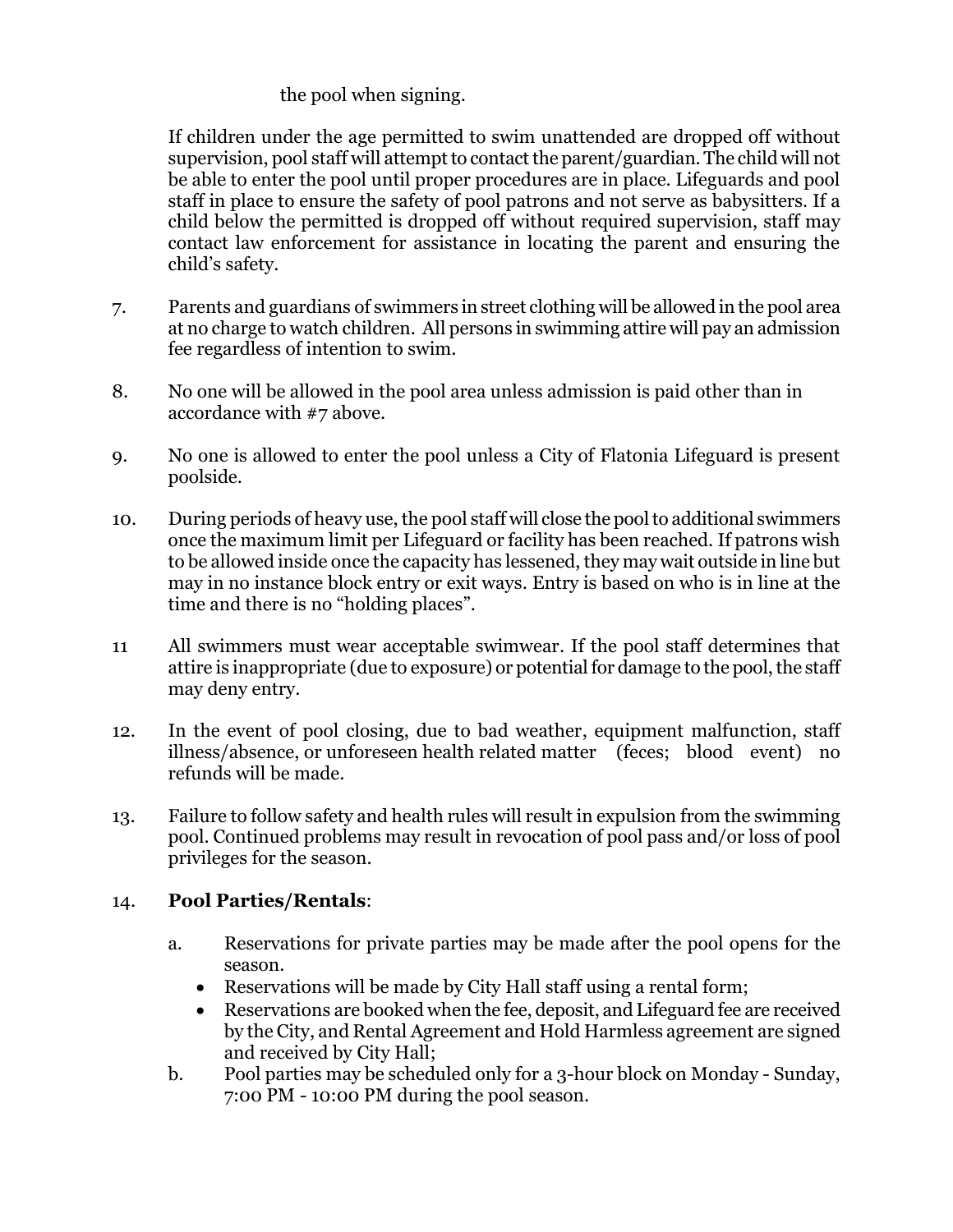the pool when signing.

If children under the age permitted to swim unattended are dropped off without supervision, pool staff will attempt to contact the parent/guardian. The child will not be able to enter the pool until proper procedures are in place. Lifeguards and pool staff in place to ensure the safety of pool patrons and not serve as babysitters. If a child below the permitted is dropped off without required supervision, staff may contact law enforcement for assistance in locating the parent and ensuring the child's safety.

7. Parents and guardians of swimmers in street clothing will be allowed in the pool area at no charge to watch children. All persons in swimming attire will pay an admission fee regardless of intention to swim.

8. No one will be allowed in the pool area unless admission is paid other than in accordance with #7 above.

9. No one is allowed to enter the pool unless a City of Flatonia Lifeguard is present poolside.

10. During periods of heavy use, the pool staff will close the pool to additional swimmers once the maximum limit per Lifeguard or facility has been reached. If patrons wish to be allowed inside once the capacity has lessened, they may wait outside in line but may in no instance block entry or exit ways. Entry is based on who is in line at the time and there is no "holding places".

11 All swimmers must wear acceptable swimwear. If the pool staff determines that attire is inappropriate (due to exposure) or potential for damage to the pool, the staff may deny entry.

12. In the event of pool closing, due to bad weather, equipment malfunction, staff illness/absence, or unforeseen health related matter (feces; blood event) no refunds will be made.

13. Failure to follow safety and health rules will result in expulsion from the swimming pool. Continued problems may result in revocation of pool pass and/or loss of pool privileges for the season.

14. **Pool Parties/Rentals**:

   a. Reservations for private parties may be made after the pool opens for the season.
      - Reservations will be made by City Hall staff using a rental form;
      - Reservations are booked when the fee, deposit, and Lifeguard fee are received by the City, and Rental Agreement and Hold Harmless agreement are signed and received by City Hall;

   b. Pool parties may be scheduled only for a 3-hour block on Monday - Sunday, 7:00 PM - 10:00 PM during the pool season.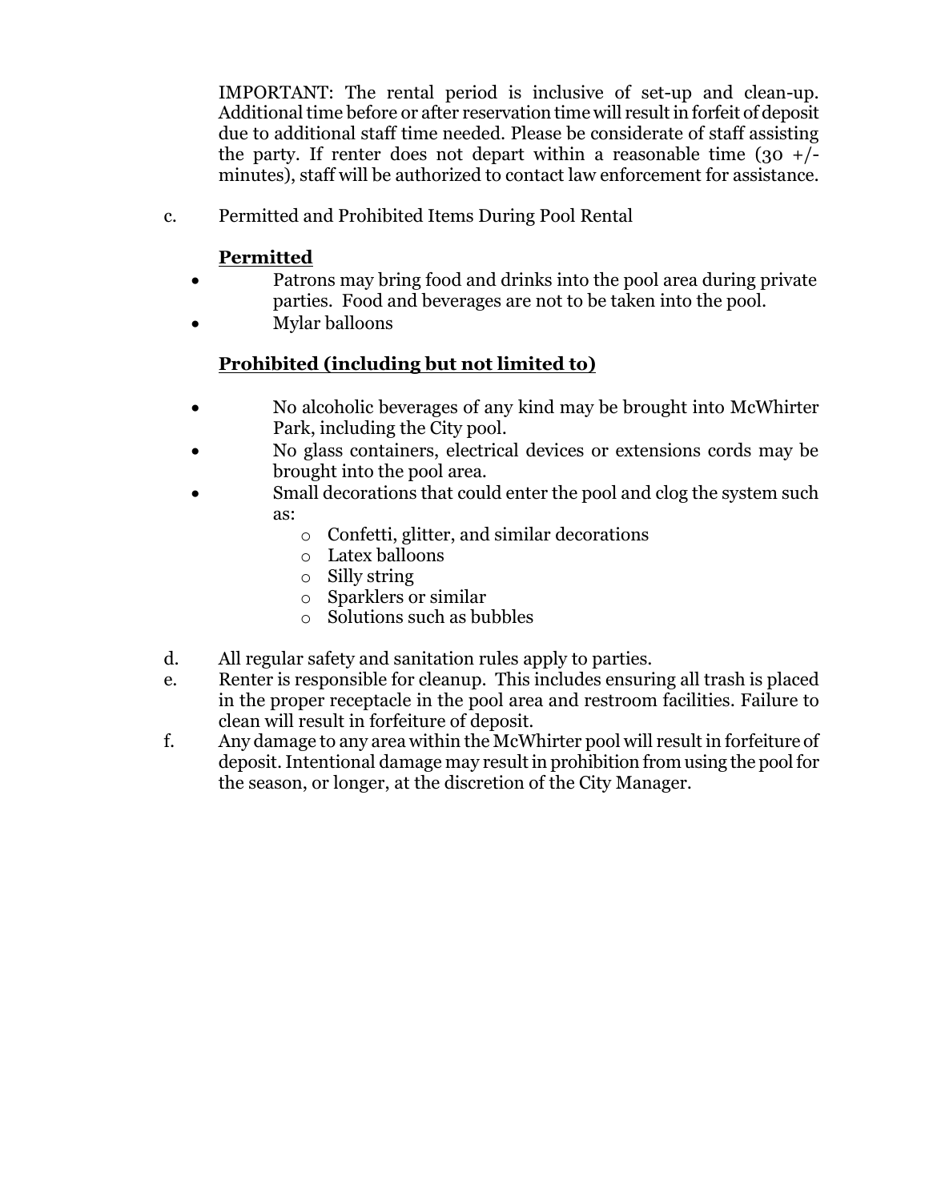IMPORTANT: The rental period is inclusive of set-up and clean-up. Additional time before or after reservation time will result in forfeit of deposit due to additional staff time needed. Please be considerate of staff assisting the party. If renter does not depart within a reasonable time (30 +/- minutes), staff will be authorized to contact law enforcement for assistance.

c. Permitted and Prohibited Items During Pool Rental

**Permitted**

- Patrons may bring food and drinks into the pool area during private parties. Food and beverages are not to be taken into the pool.
- Mylar balloons

**Prohibited (including but not limited to)**

- No alcoholic beverages of any kind may be brought into McWhirter Park, including the City pool.
- No glass containers, electrical devices or extensions cords may be brought into the pool area.
- Small decorations that could enter the pool and clog the system such as:
  - Confetti, glitter, and similar decorations
  - Latex balloons
  - Silly string
  - Sparklers or similar
  - Solutions such as bubbles

d. All regular safety and sanitation rules apply to parties.

e. Renter is responsible for cleanup. This includes ensuring all trash is placed in the proper receptacle in the pool area and restroom facilities. Failure to clean will result in forfeiture of deposit.

f. Any damage to any area within the McWhirter pool will result in forfeiture of deposit. Intentional damage may result in prohibition from using the pool for the season, or longer, at the discretion of the City Manager.